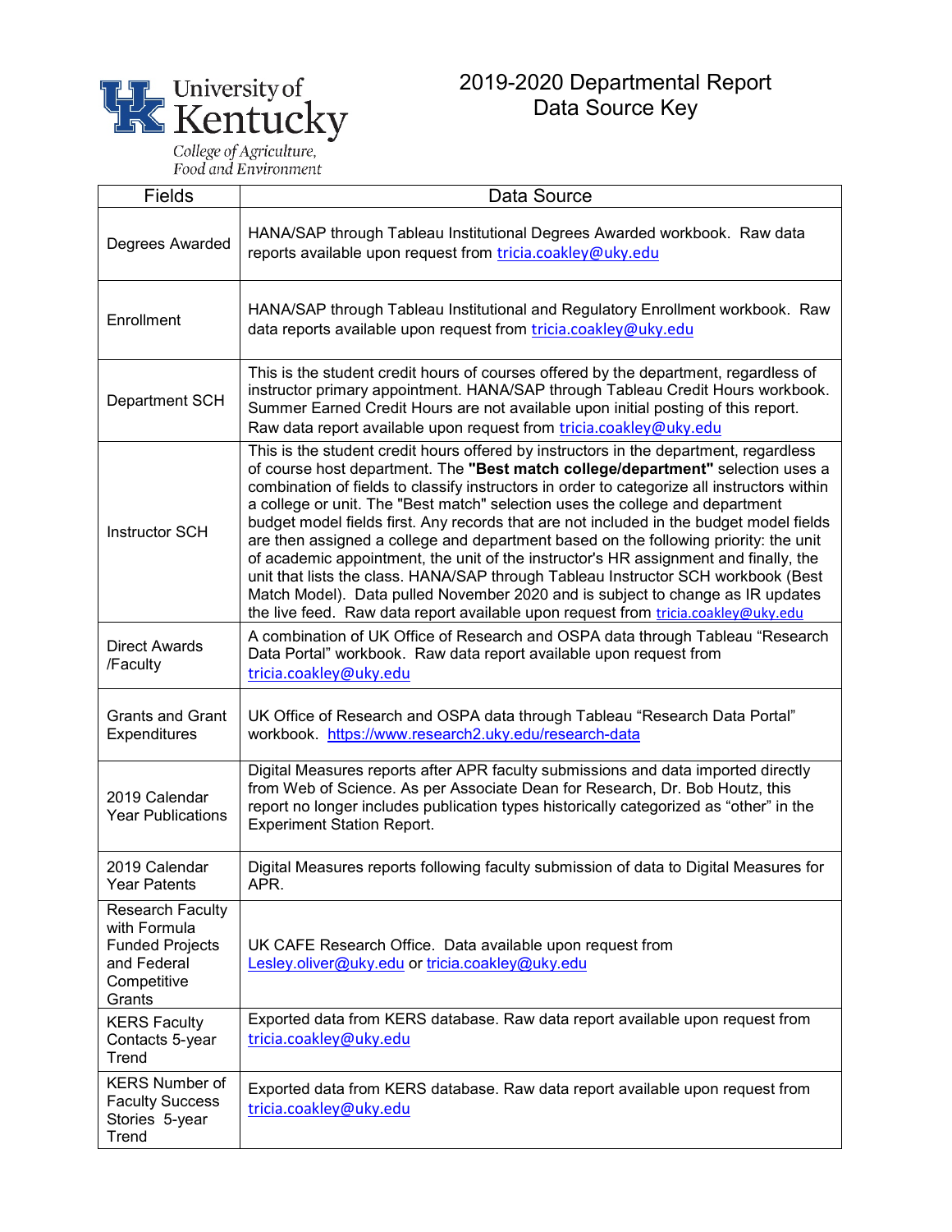University of Kentucky
College of Agriculture, Food and Environment

# 2019-2020 Departmental Report
# Data Source Key

| Fields | Data Source |
|---|---|
| Degrees Awarded | HANA/SAP through Tableau Institutional Degrees Awarded workbook. Raw data reports available upon request from tricia.coakley@uky.edu |
| Enrollment | HANA/SAP through Tableau Institutional and Regulatory Enrollment workbook. Raw data reports available upon request from tricia.coakley@uky.edu |
| Department SCH | This is the student credit hours of courses offered by the department, regardless of instructor primary appointment. HANA/SAP through Tableau Credit Hours workbook. Summer Earned Credit Hours are not available upon initial posting of this report. Raw data report available upon request from tricia.coakley@uky.edu |
| Instructor SCH | This is the student credit hours offered by instructors in the department, regardless of course host department. The **"Best match college/department"** selection uses a combination of fields to classify instructors in order to categorize all instructors within a college or unit. The "Best match" selection uses the college and department budget model fields first. Any records that are not included in the budget model fields are then assigned a college and department based on the following priority: the unit of academic appointment, the unit of the instructor's HR assignment and finally, the unit that lists the class. HANA/SAP through Tableau Instructor SCH workbook (Best Match Model). Data pulled November 2020 and is subject to change as IR updates the live feed. Raw data report available upon request from tricia.coakley@uky.edu |
| Direct Awards /Faculty | A combination of UK Office of Research and OSPA data through Tableau "Research Data Portal" workbook. Raw data report available upon request from tricia.coakley@uky.edu |
| Grants and Grant Expenditures | UK Office of Research and OSPA data through Tableau "Research Data Portal" workbook. https://www.research2.uky.edu/research-data |
| 2019 Calendar Year Publications | Digital Measures reports after APR faculty submissions and data imported directly from Web of Science. As per Associate Dean for Research, Dr. Bob Houtz, this report no longer includes publication types historically categorized as "other" in the Experiment Station Report. |
| 2019 Calendar Year Patents | Digital Measures reports following faculty submission of data to Digital Measures for APR. |
| Research Faculty with Formula Funded Projects and Federal Competitive Grants | UK CAFE Research Office. Data available upon request from Lesley.oliver@uky.edu or tricia.coakley@uky.edu |
| KERS Faculty Contacts 5-year Trend | Exported data from KERS database. Raw data report available upon request from tricia.coakley@uky.edu |
| KERS Number of Faculty Success Stories 5-year Trend | Exported data from KERS database. Raw data report available upon request from tricia.coakley@uky.edu |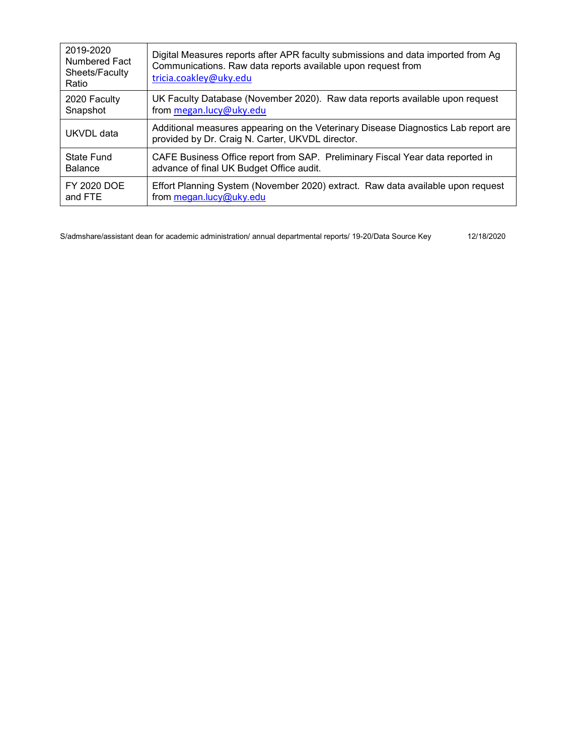| | |
|---|---|
| 2019-2020 Numbered Fact Sheets/Faculty Ratio | Digital Measures reports after APR faculty submissions and data imported from Ag Communications. Raw data reports available upon request from tricia.coakley@uky.edu |
| 2020 Faculty Snapshot | UK Faculty Database (November 2020). Raw data reports available upon request from megan.lucy@uky.edu |
| UKVDL data | Additional measures appearing on the Veterinary Disease Diagnostics Lab report are provided by Dr. Craig N. Carter, UKVDL director. |
| State Fund Balance | CAFE Business Office report from SAP. Preliminary Fiscal Year data reported in advance of final UK Budget Office audit. |
| FY 2020 DOE and FTE | Effort Planning System (November 2020) extract. Raw data available upon request from megan.lucy@uky.edu |

S/admshare/assistant dean for academic administration/ annual departmental reports/ 19-20/Data Source Key 12/18/2020